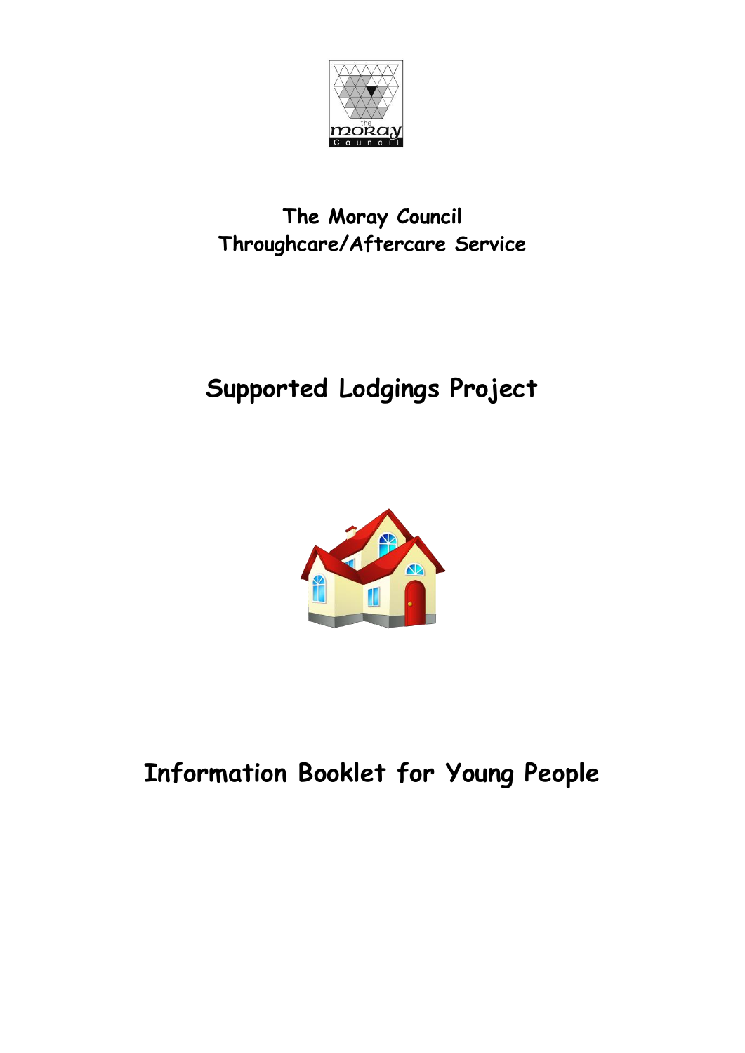**The Moray Council**
**Throughcare/Aftercare Service**

# Supported Lodgings Project

# Information Booklet for Young People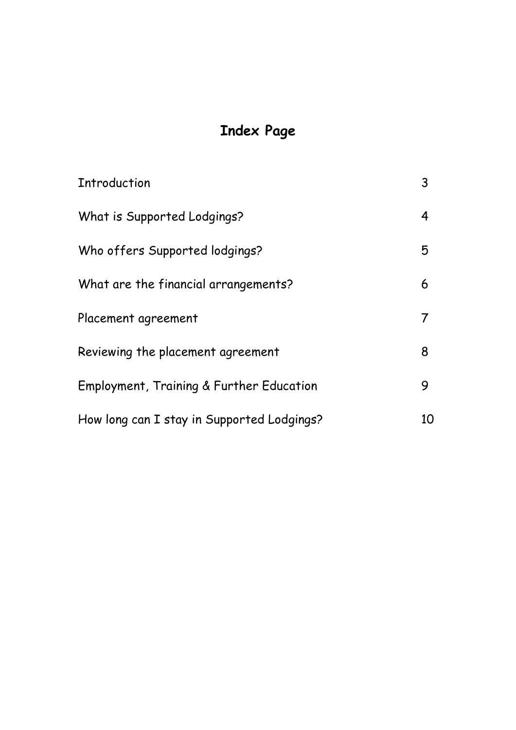# Index Page

| | |
|---|---|
| Introduction | 3 |
| What is Supported Lodgings? | 4 |
| Who offers Supported lodgings? | 5 |
| What are the financial arrangements? | 6 |
| Placement agreement | 7 |
| Reviewing the placement agreement | 8 |
| Employment, Training & Further Education | 9 |
| How long can I stay in Supported Lodgings? | 10 |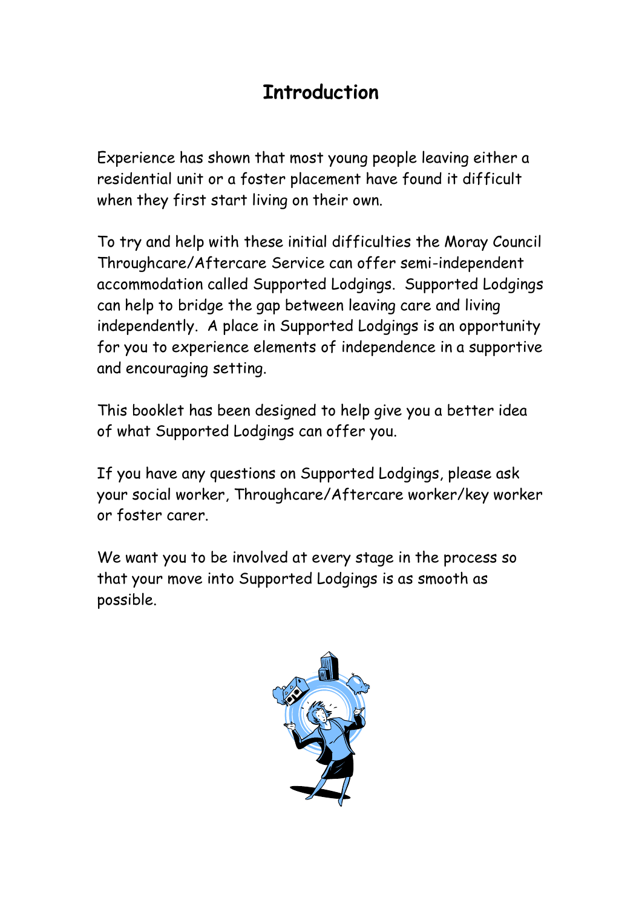# Introduction

Experience has shown that most young people leaving either a residential unit or a foster placement have found it difficult when they first start living on their own.

To try and help with these initial difficulties the Moray Council Throughcare/Aftercare Service can offer semi-independent accommodation called Supported Lodgings. Supported Lodgings can help to bridge the gap between leaving care and living independently. A place in Supported Lodgings is an opportunity for you to experience elements of independence in a supportive and encouraging setting.

This booklet has been designed to help give you a better idea of what Supported Lodgings can offer you.

If you have any questions on Supported Lodgings, please ask your social worker, Throughcare/Aftercare worker/key worker or foster carer.

We want you to be involved at every stage in the process so that your move into Supported Lodgings is as smooth as possible.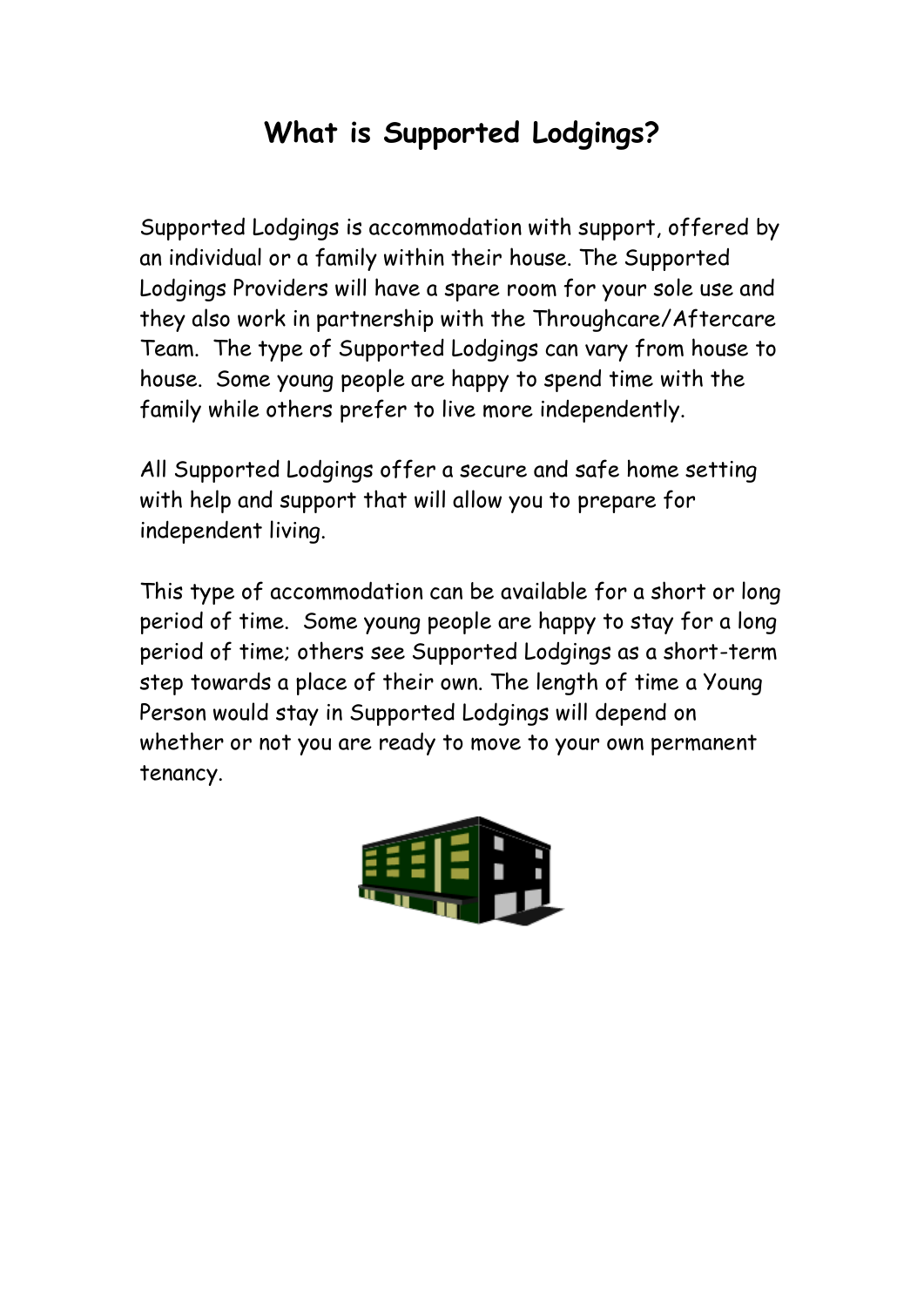# What is Supported Lodgings?

Supported Lodgings is accommodation with support, offered by an individual or a family within their house. The Supported Lodgings Providers will have a spare room for your sole use and they also work in partnership with the Throughcare/Aftercare Team. The type of Supported Lodgings can vary from house to house. Some young people are happy to spend time with the family while others prefer to live more independently.

All Supported Lodgings offer a secure and safe home setting with help and support that will allow you to prepare for independent living.

This type of accommodation can be available for a short or long period of time. Some young people are happy to stay for a long period of time; others see Supported Lodgings as a short-term step towards a place of their own. The length of time a Young Person would stay in Supported Lodgings will depend on whether or not you are ready to move to your own permanent tenancy.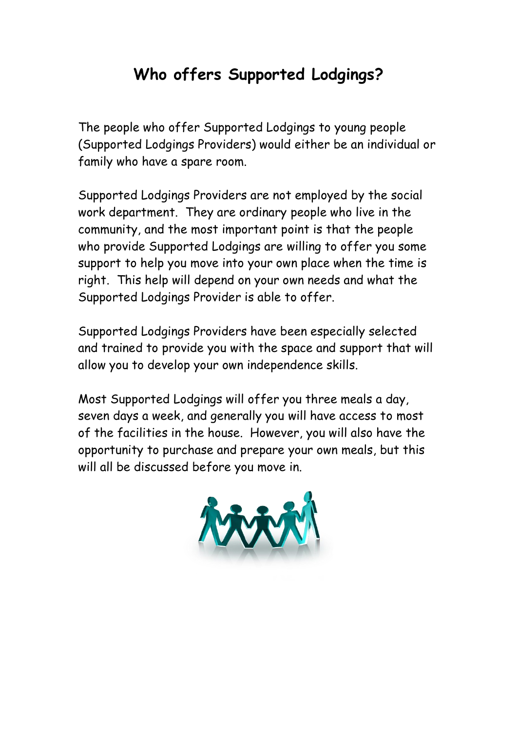# Who offers Supported Lodgings?

The people who offer Supported Lodgings to young people (Supported Lodgings Providers) would either be an individual or family who have a spare room.

Supported Lodgings Providers are not employed by the social work department. They are ordinary people who live in the community, and the most important point is that the people who provide Supported Lodgings are willing to offer you some support to help you move into your own place when the time is right. This help will depend on your own needs and what the Supported Lodgings Provider is able to offer.

Supported Lodgings Providers have been especially selected and trained to provide you with the space and support that will allow you to develop your own independence skills.

Most Supported Lodgings will offer you three meals a day, seven days a week, and generally you will have access to most of the facilities in the house. However, you will also have the opportunity to purchase and prepare your own meals, but this will all be discussed before you move in.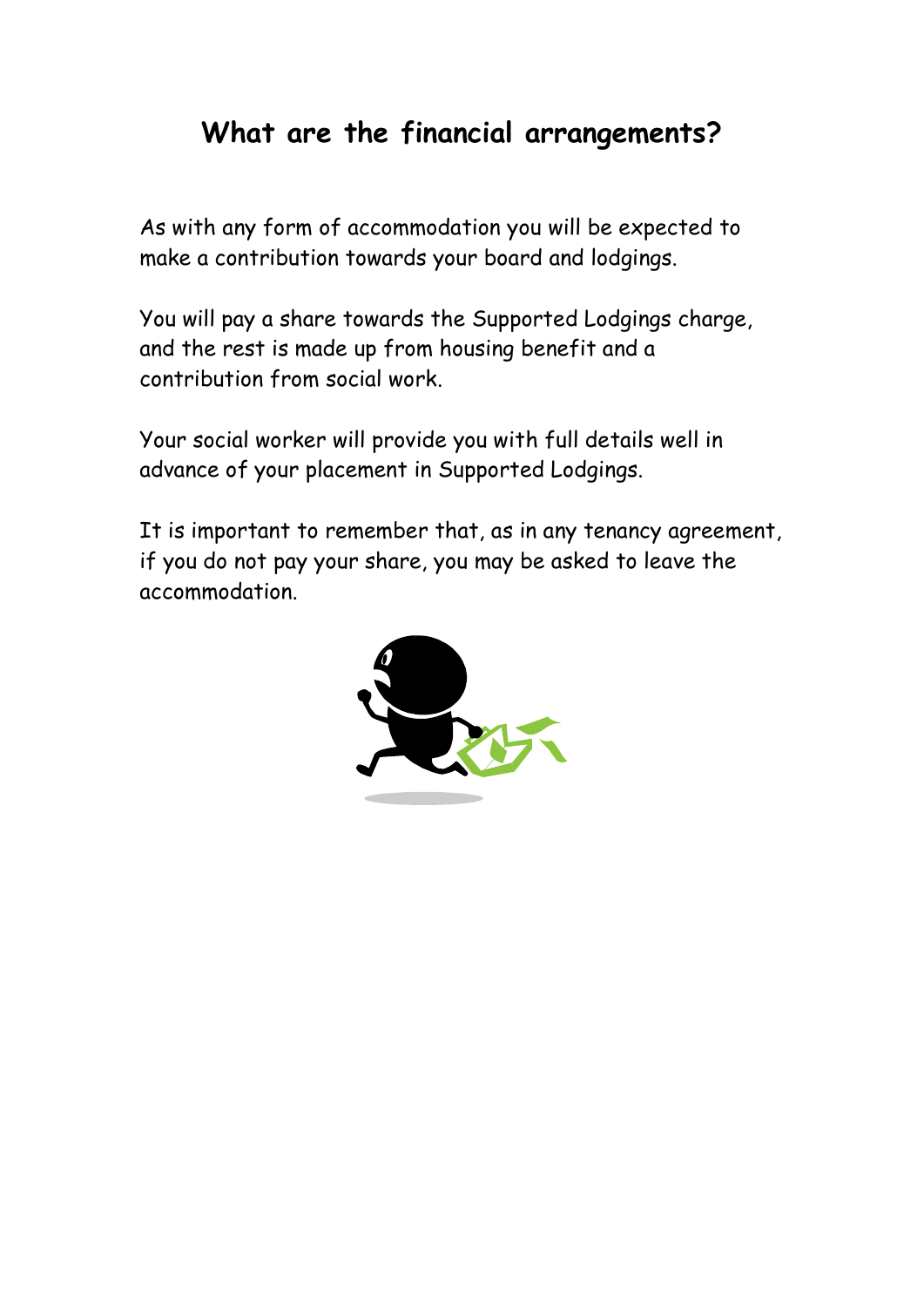## What are the financial arrangements?

As with any form of accommodation you will be expected to make a contribution towards your board and lodgings.

You will pay a share towards the Supported Lodgings charge, and the rest is made up from housing benefit and a contribution from social work.

Your social worker will provide you with full details well in advance of your placement in Supported Lodgings.

It is important to remember that, as in any tenancy agreement, if you do not pay your share, you may be asked to leave the accommodation.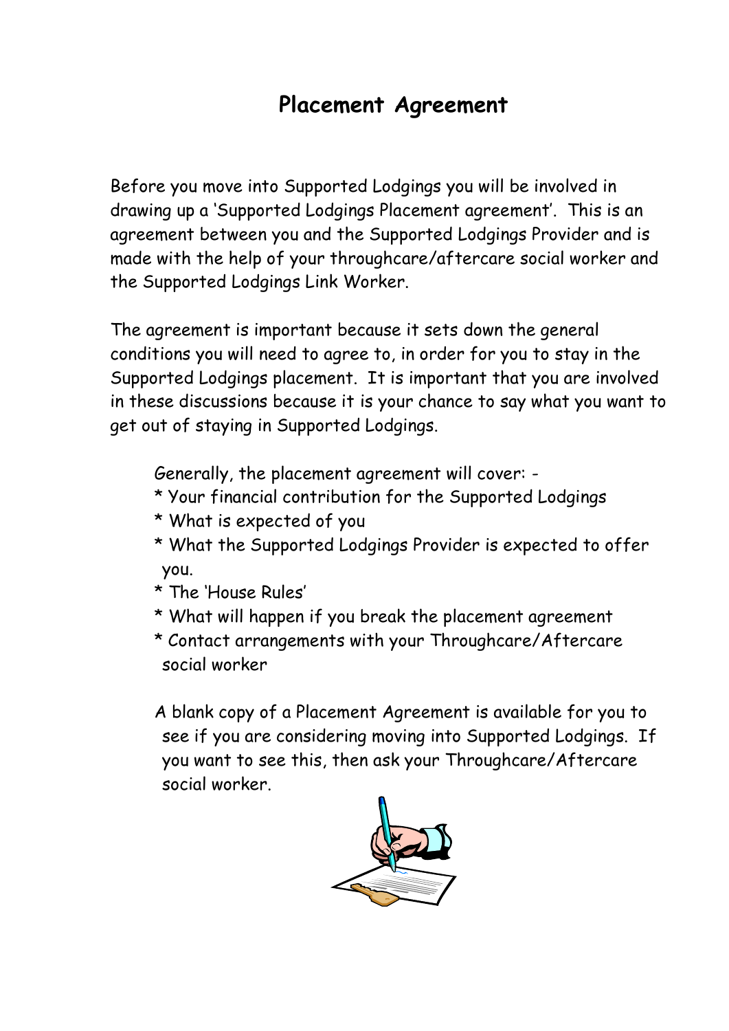# Placement Agreement

Before you move into Supported Lodgings you will be involved in drawing up a 'Supported Lodgings Placement agreement'. This is an agreement between you and the Supported Lodgings Provider and is made with the help of your throughcare/aftercare social worker and the Supported Lodgings Link Worker.

The agreement is important because it sets down the general conditions you will need to agree to, in order for you to stay in the Supported Lodgings placement. It is important that you are involved in these discussions because it is your chance to say what you want to get out of staying in Supported Lodgings.

Generally, the placement agreement will cover: -

* Your financial contribution for the Supported Lodgings
* What is expected of you
* What the Supported Lodgings Provider is expected to offer you.
* The 'House Rules'
* What will happen if you break the placement agreement
* Contact arrangements with your Throughcare/Aftercare social worker

A blank copy of a Placement Agreement is available for you to see if you are considering moving into Supported Lodgings. If you want to see this, then ask your Throughcare/Aftercare social worker.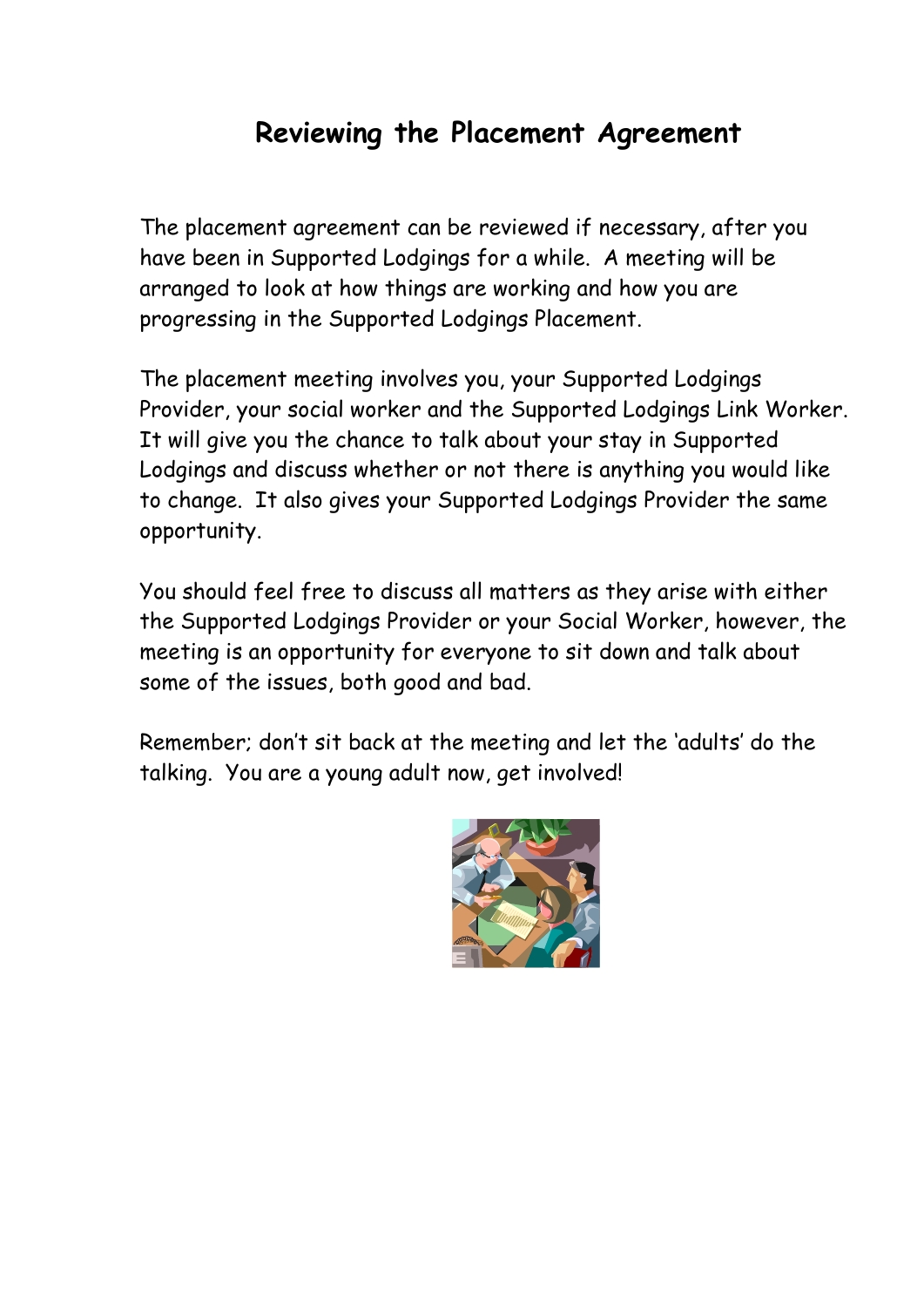# Reviewing the Placement Agreement

The placement agreement can be reviewed if necessary, after you have been in Supported Lodgings for a while. A meeting will be arranged to look at how things are working and how you are progressing in the Supported Lodgings Placement.

The placement meeting involves you, your Supported Lodgings Provider, your social worker and the Supported Lodgings Link Worker. It will give you the chance to talk about your stay in Supported Lodgings and discuss whether or not there is anything you would like to change. It also gives your Supported Lodgings Provider the same opportunity.

You should feel free to discuss all matters as they arise with either the Supported Lodgings Provider or your Social Worker, however, the meeting is an opportunity for everyone to sit down and talk about some of the issues, both good and bad.

Remember; don't sit back at the meeting and let the 'adults' do the talking. You are a young adult now, get involved!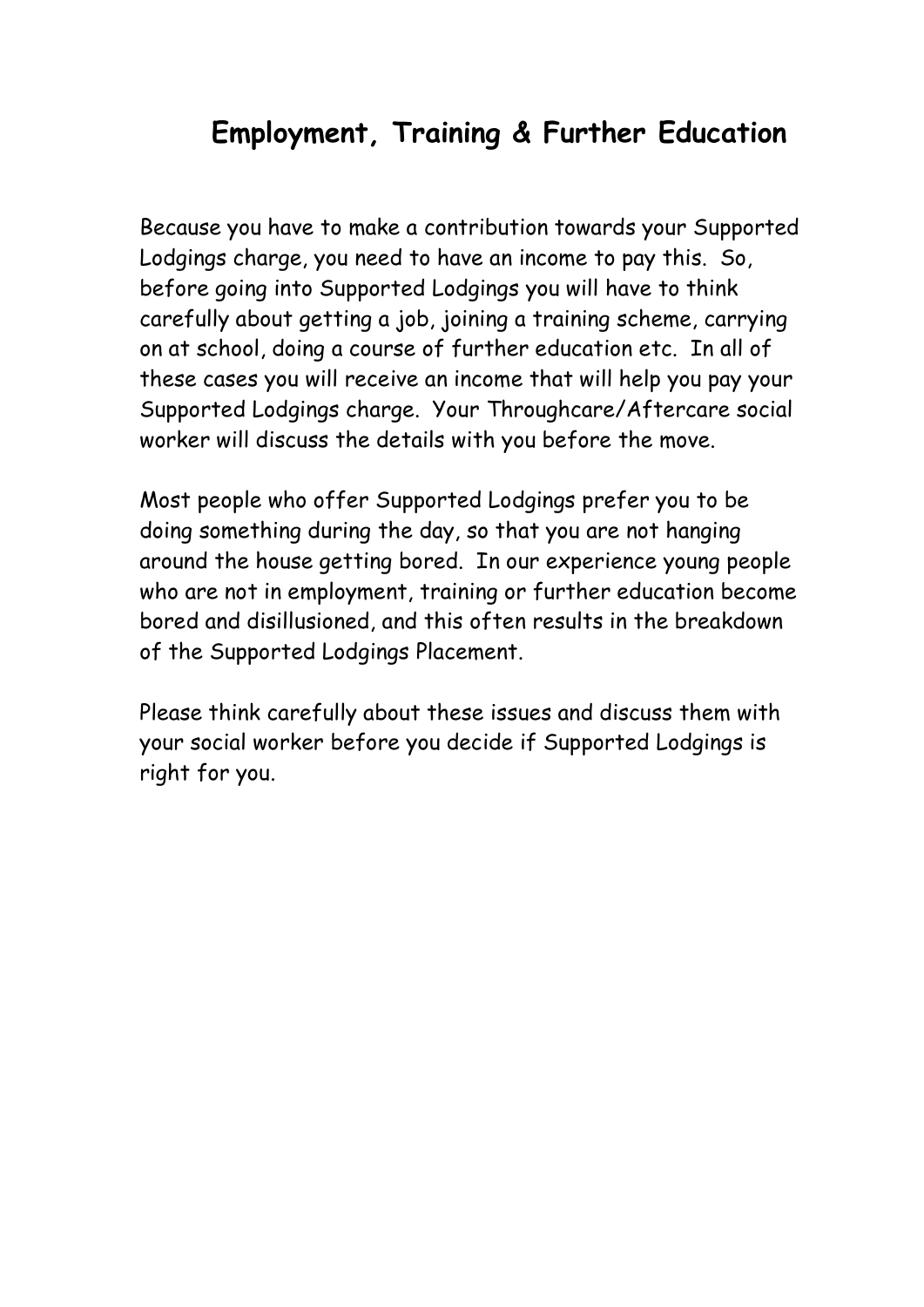# Employment, Training & Further Education

Because you have to make a contribution towards your Supported Lodgings charge, you need to have an income to pay this. So, before going into Supported Lodgings you will have to think carefully about getting a job, joining a training scheme, carrying on at school, doing a course of further education etc. In all of these cases you will receive an income that will help you pay your Supported Lodgings charge. Your Throughcare/Aftercare social worker will discuss the details with you before the move.

Most people who offer Supported Lodgings prefer you to be doing something during the day, so that you are not hanging around the house getting bored. In our experience young people who are not in employment, training or further education become bored and disillusioned, and this often results in the breakdown of the Supported Lodgings Placement.

Please think carefully about these issues and discuss them with your social worker before you decide if Supported Lodgings is right for you.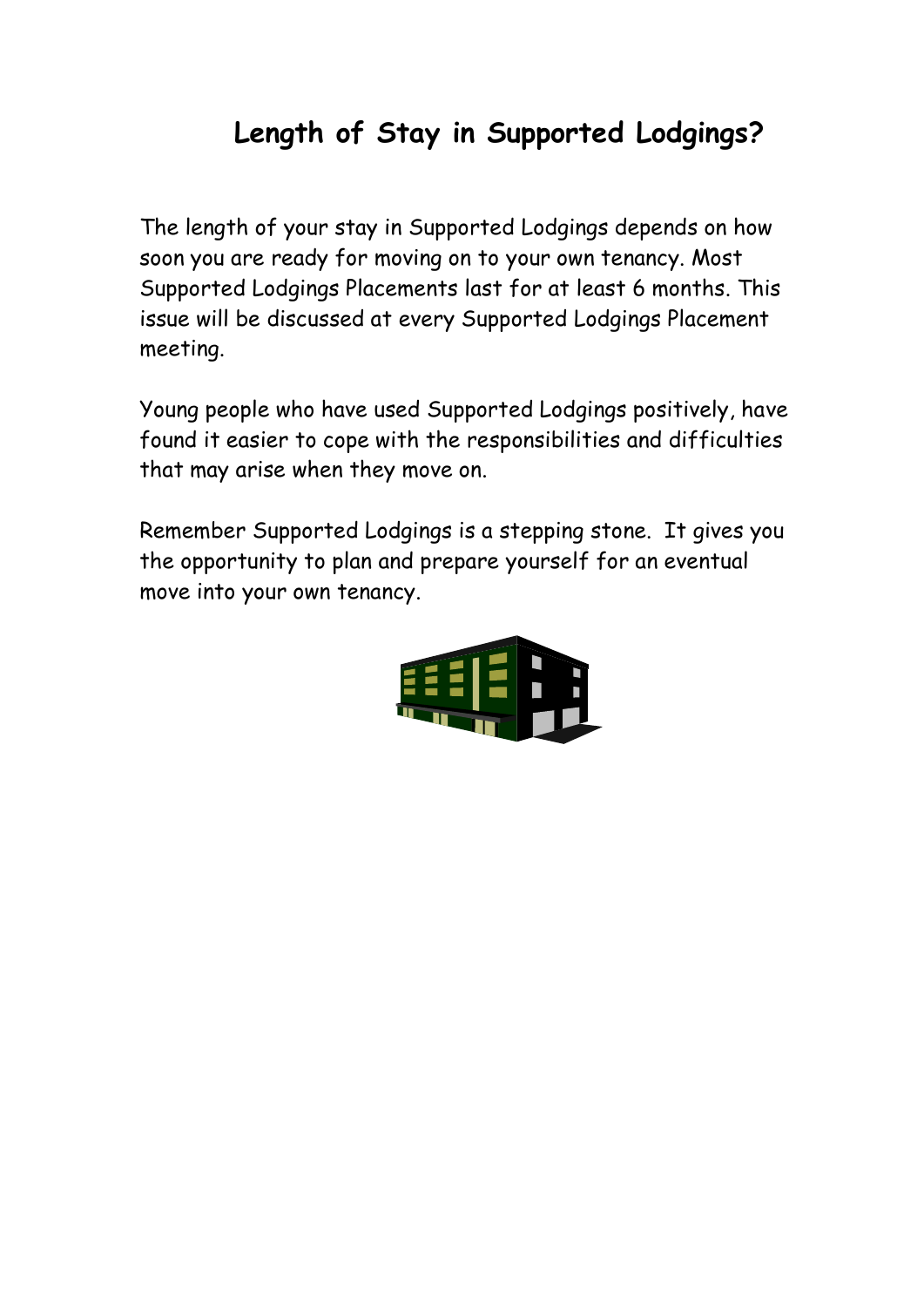# Length of Stay in Supported Lodgings?

The length of your stay in Supported Lodgings depends on how soon you are ready for moving on to your own tenancy. Most Supported Lodgings Placements last for at least 6 months. This issue will be discussed at every Supported Lodgings Placement meeting.

Young people who have used Supported Lodgings positively, have found it easier to cope with the responsibilities and difficulties that may arise when they move on.

Remember Supported Lodgings is a stepping stone. It gives you the opportunity to plan and prepare yourself for an eventual move into your own tenancy.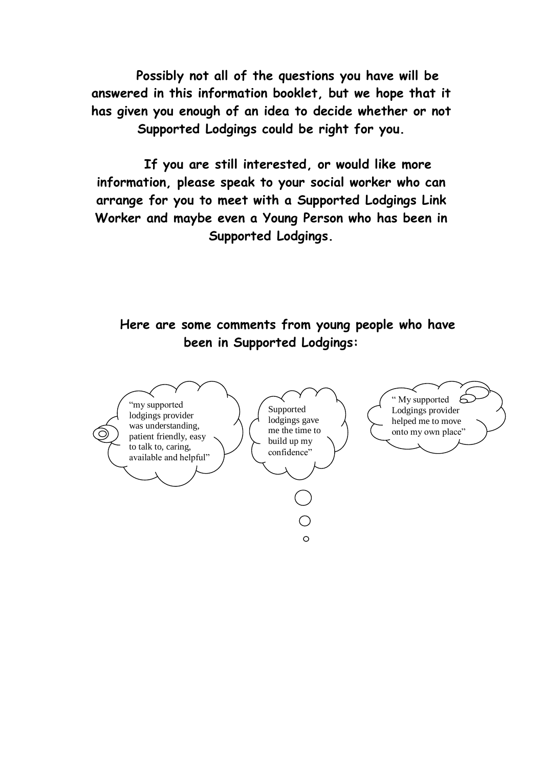**Possibly not all of the questions you have will be answered in this information booklet, but we hope that it has given you enough of an idea to decide whether or not Supported Lodgings could be right for you.**

**If you are still interested, or would like more information, please speak to your social worker who can arrange for you to meet with a Supported Lodgings Link Worker and maybe even a Young Person who has been in Supported Lodgings.**

**Here are some comments from young people who have been in Supported Lodgings:**

"my supported lodgings provider was understanding, patient friendly, easy to talk to, caring, available and helpful"

Supported lodgings gave me the time to build up my confidence"

" My supported Lodgings provider helped me to move onto my own place"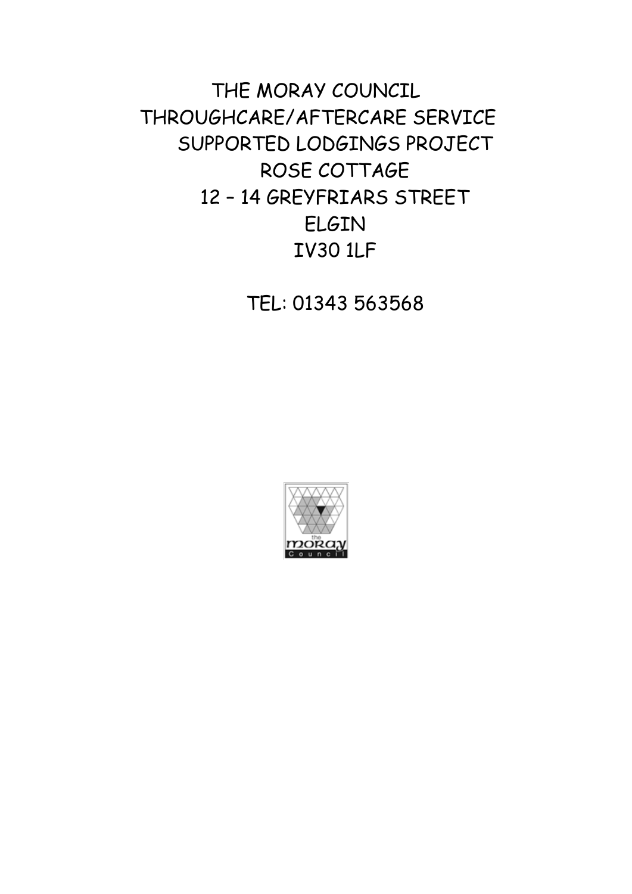THE MORAY COUNCIL

THROUGHCARE/AFTERCARE SERVICE

SUPPORTED LODGINGS PROJECT

ROSE COTTAGE

12 – 14 GREYFRIARS STREET

ELGIN

IV30 1LF

TEL: 01343 563568